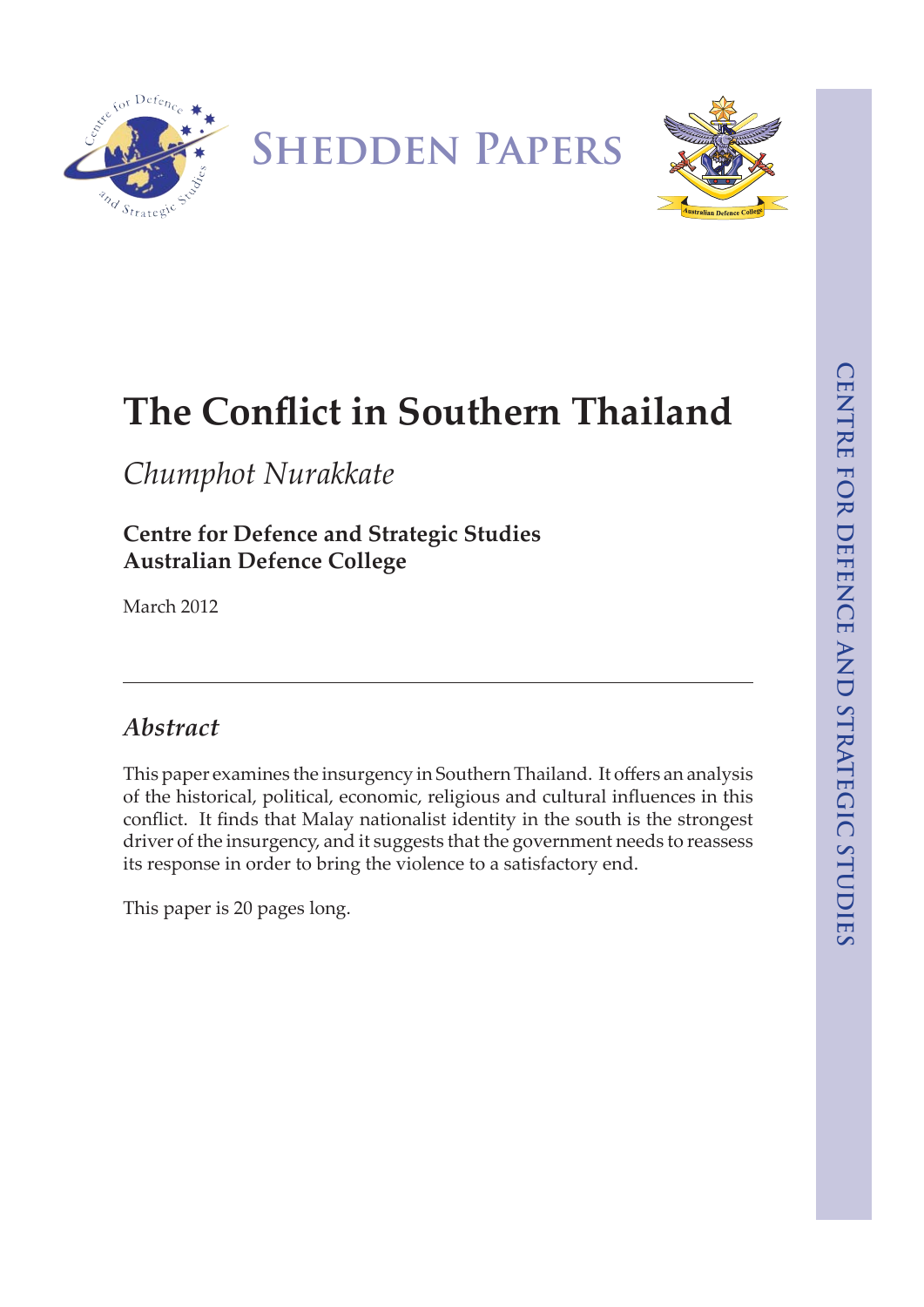**SHEDDEN PAPERS**

# The Conflict in Southern Thailand

*Chumphot Nurakkate*

**Centre for Defence and Strategic Studies**
**Australian Defence College**

March 2012

---

## *Abstract*

This paper examines the insurgency in Southern Thailand. It offers an analysis of the historical, political, economic, religious and cultural influences in this conflict. It finds that Malay nationalist identity in the south is the strongest driver of the insurgency, and it suggests that the government needs to reassess its response in order to bring the violence to a satisfactory end.

This paper is 20 pages long.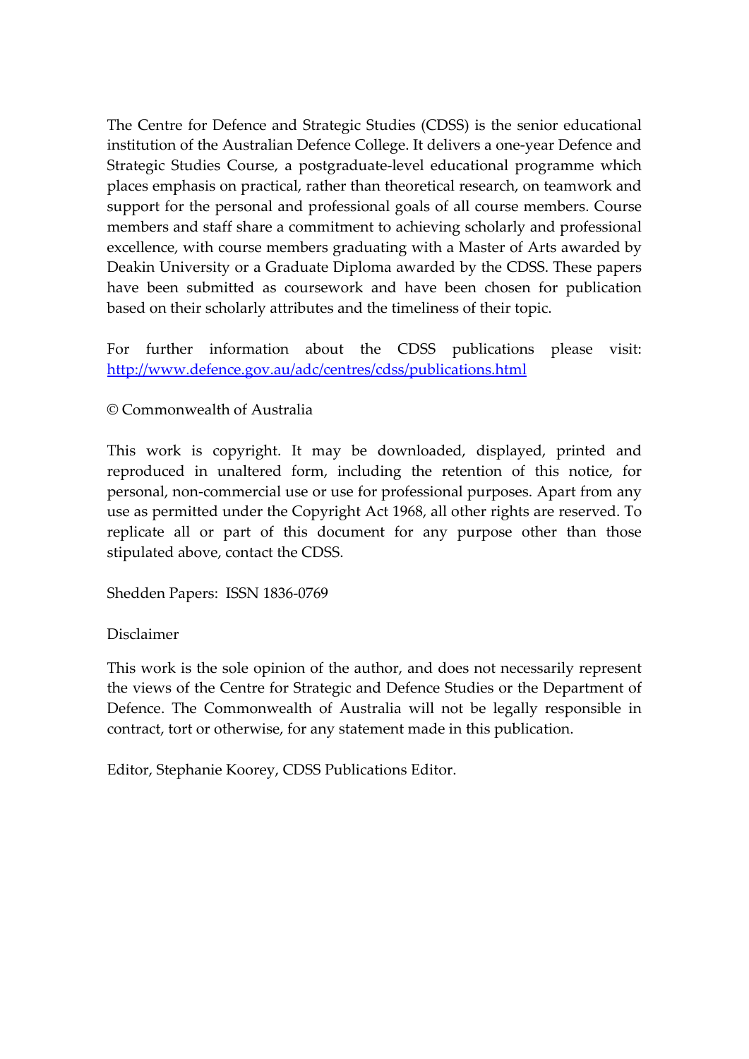The Centre for Defence and Strategic Studies (CDSS) is the senior educational institution of the Australian Defence College. It delivers a one-year Defence and Strategic Studies Course, a postgraduate-level educational programme which places emphasis on practical, rather than theoretical research, on teamwork and support for the personal and professional goals of all course members. Course members and staff share a commitment to achieving scholarly and professional excellence, with course members graduating with a Master of Arts awarded by Deakin University or a Graduate Diploma awarded by the CDSS. These papers have been submitted as coursework and have been chosen for publication based on their scholarly attributes and the timeliness of their topic.

For further information about the CDSS publications please visit: [http://www.defence.gov.au/adc/centres/cdss/publications.html](http://www.defence.gov.au/adc/centres/cdss/publications.html)

© Commonwealth of Australia

This work is copyright. It may be downloaded, displayed, printed and reproduced in unaltered form, including the retention of this notice, for personal, non-commercial use or use for professional purposes. Apart from any use as permitted under the Copyright Act 1968, all other rights are reserved. To replicate all or part of this document for any purpose other than those stipulated above, contact the CDSS.

Shedden Papers: ISSN 1836-0769

Disclaimer

This work is the sole opinion of the author, and does not necessarily represent the views of the Centre for Strategic and Defence Studies or the Department of Defence. The Commonwealth of Australia will not be legally responsible in contract, tort or otherwise, for any statement made in this publication.

Editor, Stephanie Koorey, CDSS Publications Editor.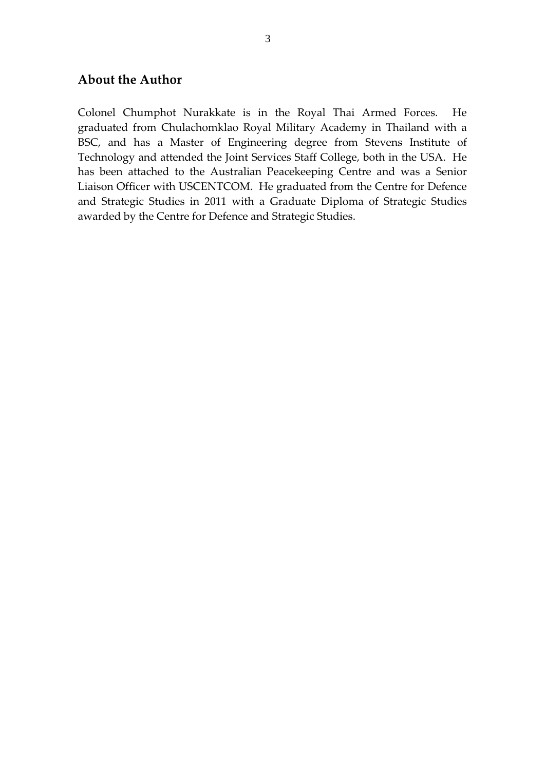## About the Author

Colonel Chumphot Nurakkate is in the Royal Thai Armed Forces. He graduated from Chulachomklao Royal Military Academy in Thailand with a BSC, and has a Master of Engineering degree from Stevens Institute of Technology and attended the Joint Services Staff College, both in the USA. He has been attached to the Australian Peacekeeping Centre and was a Senior Liaison Officer with USCENTCOM. He graduated from the Centre for Defence and Strategic Studies in 2011 with a Graduate Diploma of Strategic Studies awarded by the Centre for Defence and Strategic Studies.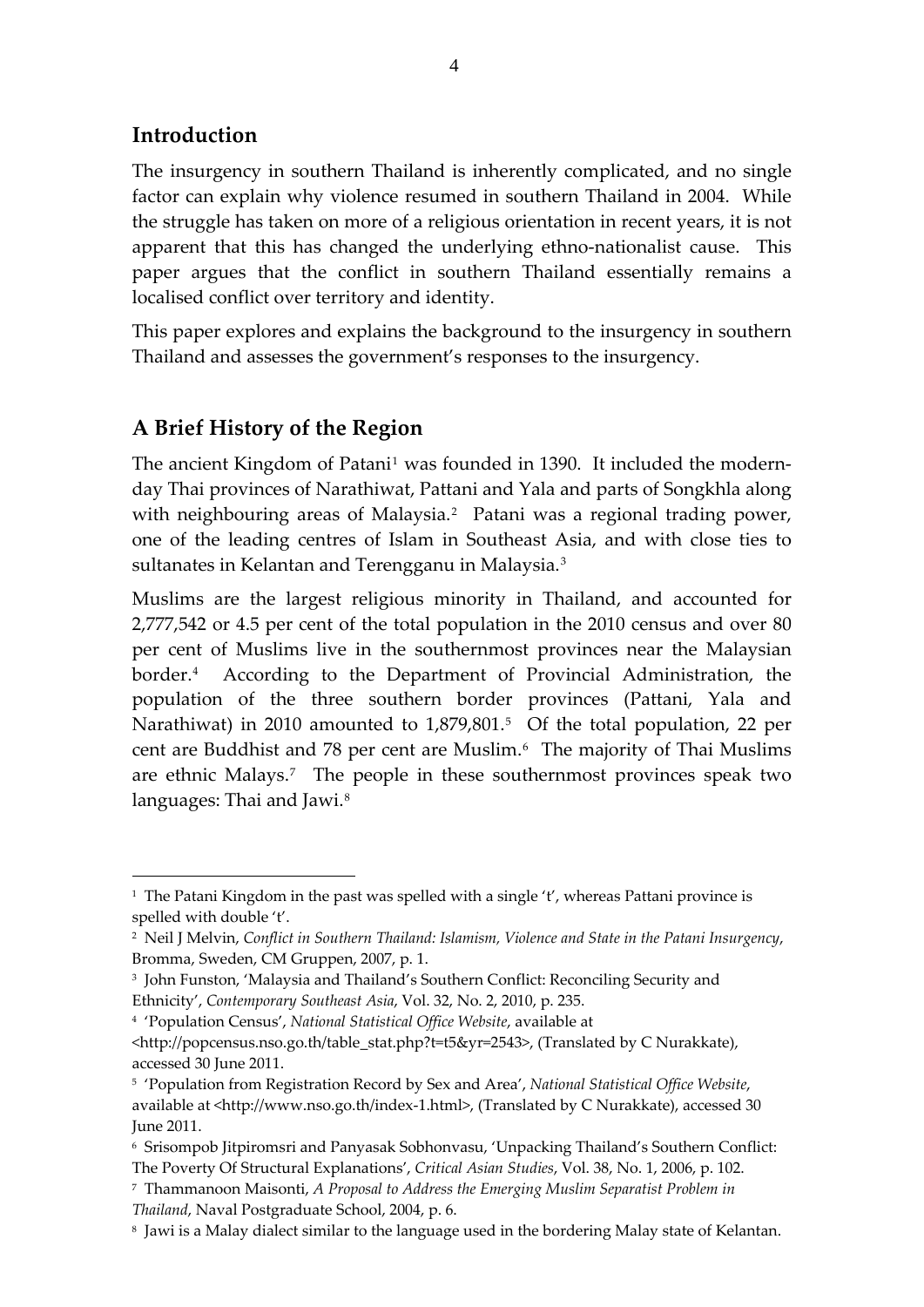## Introduction

The insurgency in southern Thailand is inherently complicated, and no single factor can explain why violence resumed in southern Thailand in 2004. While the struggle has taken on more of a religious orientation in recent years, it is not apparent that this has changed the underlying ethno-nationalist cause. This paper argues that the conflict in southern Thailand essentially remains a localised conflict over territory and identity.

This paper explores and explains the background to the insurgency in southern Thailand and assesses the government's responses to the insurgency.

## A Brief History of the Region

The ancient Kingdom of Patani[1] was founded in 1390. It included the modern-day Thai provinces of Narathiwat, Pattani and Yala and parts of Songkhla along with neighbouring areas of Malaysia.[2] Patani was a regional trading power, one of the leading centres of Islam in Southeast Asia, and with close ties to sultanates in Kelantan and Terengganu in Malaysia.[3]

Muslims are the largest religious minority in Thailand, and accounted for 2,777,542 or 4.5 per cent of the total population in the 2010 census and over 80 per cent of Muslims live in the southernmost provinces near the Malaysian border.[4] According to the Department of Provincial Administration, the population of the three southern border provinces (Pattani, Yala and Narathiwat) in 2010 amounted to 1,879,801.[5] Of the total population, 22 per cent are Buddhist and 78 per cent are Muslim.[6] The majority of Thai Muslims are ethnic Malays.[7] The people in these southernmost provinces speak two languages: Thai and Jawi.[8]

---

[1] The Patani Kingdom in the past was spelled with a single 't', whereas Pattani province is spelled with double 't'.

[2] Neil J Melvin, *Conflict in Southern Thailand: Islamism, Violence and State in the Patani Insurgency*, Bromma, Sweden, CM Gruppen, 2007, p. 1.

[3] John Funston, 'Malaysia and Thailand's Southern Conflict: Reconciling Security and Ethnicity', *Contemporary Southeast Asia*, Vol. 32, No. 2, 2010, p. 235.

[4] 'Population Census', *National Statistical Office Website*, available at <http://popcensus.nso.go.th/table_stat.php?t=t5&yr=2543>, (Translated by C Nurakkate), accessed 30 June 2011.

[5] 'Population from Registration Record by Sex and Area', *National Statistical Office Website*, available at <http://www.nso.go.th/index-1.html>, (Translated by C Nurakkate), accessed 30 June 2011.

[6] Srisompob Jitpiromsri and Panyasak Sobhonvasu, 'Unpacking Thailand's Southern Conflict: The Poverty Of Structural Explanations', *Critical Asian Studies*, Vol. 38, No. 1, 2006, p. 102.

[7] Thammanoon Maisonti, *A Proposal to Address the Emerging Muslim Separatist Problem in Thailand*, Naval Postgraduate School, 2004, p. 6.

[8] Jawi is a Malay dialect similar to the language used in the bordering Malay state of Kelantan.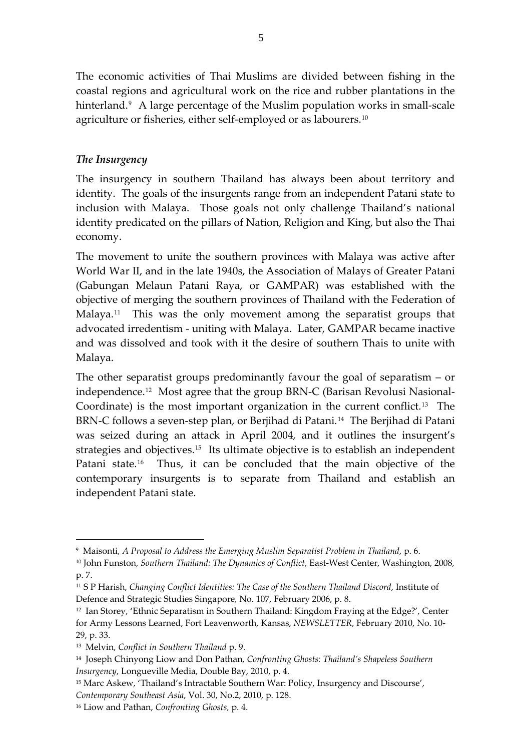The economic activities of Thai Muslims are divided between fishing in the coastal regions and agricultural work on the rice and rubber plantations in the hinterland.[9] A large percentage of the Muslim population works in small-scale agriculture or fisheries, either self-employed or as labourers.[10]

### *The Insurgency*

The insurgency in southern Thailand has always been about territory and identity. The goals of the insurgents range from an independent Patani state to inclusion with Malaya. Those goals not only challenge Thailand's national identity predicated on the pillars of Nation, Religion and King, but also the Thai economy.

The movement to unite the southern provinces with Malaya was active after World War II, and in the late 1940s, the Association of Malays of Greater Patani (Gabungan Melaun Patani Raya, or GAMPAR) was established with the objective of merging the southern provinces of Thailand with the Federation of Malaya.[11] This was the only movement among the separatist groups that advocated irredentism - uniting with Malaya. Later, GAMPAR became inactive and was dissolved and took with it the desire of southern Thais to unite with Malaya.

The other separatist groups predominantly favour the goal of separatism – or independence.[12] Most agree that the group BRN-C (Barisan Revolusi Nasional-Coordinate) is the most important organization in the current conflict.[13] The BRN-C follows a seven-step plan, or Berjihad di Patani.[14] The Berjihad di Patani was seized during an attack in April 2004, and it outlines the insurgent's strategies and objectives.[15] Its ultimate objective is to establish an independent Patani state.[16] Thus, it can be concluded that the main objective of the contemporary insurgents is to separate from Thailand and establish an independent Patani state.

---

[9] Maisonti, *A Proposal to Address the Emerging Muslim Separatist Problem in Thailand*, p. 6.

[10] John Funston, *Southern Thailand: The Dynamics of Conflict*, East-West Center, Washington, 2008, p. 7.

[11] S P Harish, *Changing Conflict Identities: The Case of the Southern Thailand Discord*, Institute of Defence and Strategic Studies Singapore, No. 107, February 2006, p. 8.

[12] Ian Storey, 'Ethnic Separatism in Southern Thailand: Kingdom Fraying at the Edge?', Center for Army Lessons Learned, Fort Leavenworth, Kansas, *NEWSLETTER*, February 2010, No. 10-29, p. 33.

[13] Melvin, *Conflict in Southern Thailand* p. 9.

[14] Joseph Chinyong Liow and Don Pathan, *Confronting Ghosts: Thailand's Shapeless Southern Insurgency*, Longueville Media, Double Bay, 2010, p. 4.

[15] Marc Askew, 'Thailand's Intractable Southern War: Policy, Insurgency and Discourse', *Contemporary Southeast Asia*, Vol. 30, No.2, 2010, p. 128.

[16] Liow and Pathan, *Confronting Ghosts,* p. 4.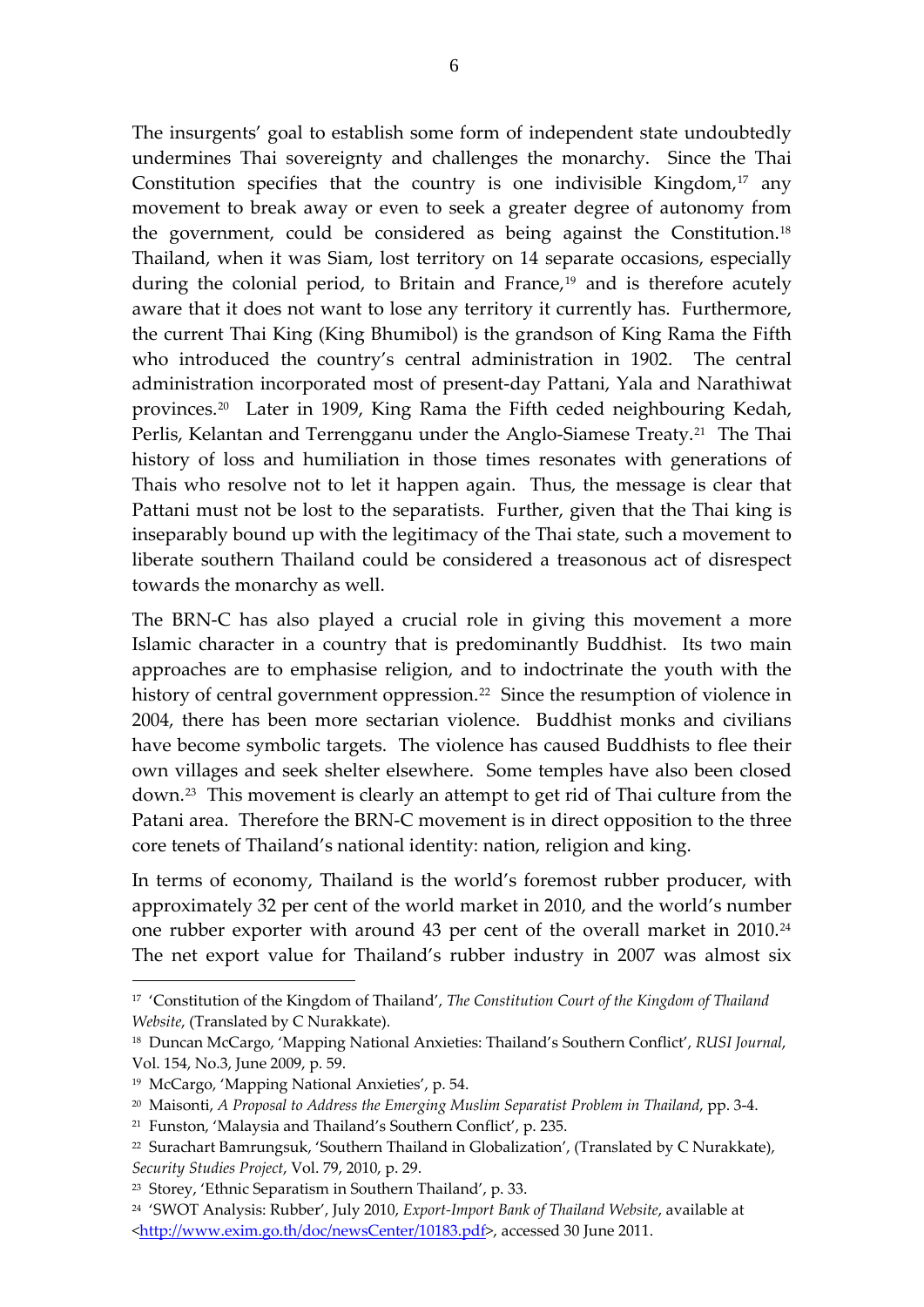The insurgents' goal to establish some form of independent state undoubtedly undermines Thai sovereignty and challenges the monarchy. Since the Thai Constitution specifies that the country is one indivisible Kingdom,[17] any movement to break away or even to seek a greater degree of autonomy from the government, could be considered as being against the Constitution.[18] Thailand, when it was Siam, lost territory on 14 separate occasions, especially during the colonial period, to Britain and France,[19] and is therefore acutely aware that it does not want to lose any territory it currently has. Furthermore, the current Thai King (King Bhumibol) is the grandson of King Rama the Fifth who introduced the country's central administration in 1902. The central administration incorporated most of present-day Pattani, Yala and Narathiwat provinces.[20] Later in 1909, King Rama the Fifth ceded neighbouring Kedah, Perlis, Kelantan and Terrengganu under the Anglo-Siamese Treaty.[21] The Thai history of loss and humiliation in those times resonates with generations of Thais who resolve not to let it happen again. Thus, the message is clear that Pattani must not be lost to the separatists. Further, given that the Thai king is inseparably bound up with the legitimacy of the Thai state, such a movement to liberate southern Thailand could be considered a treasonous act of disrespect towards the monarchy as well.

The BRN-C has also played a crucial role in giving this movement a more Islamic character in a country that is predominantly Buddhist. Its two main approaches are to emphasise religion, and to indoctrinate the youth with the history of central government oppression.[22] Since the resumption of violence in 2004, there has been more sectarian violence. Buddhist monks and civilians have become symbolic targets. The violence has caused Buddhists to flee their own villages and seek shelter elsewhere. Some temples have also been closed down.[23] This movement is clearly an attempt to get rid of Thai culture from the Patani area. Therefore the BRN-C movement is in direct opposition to the three core tenets of Thailand's national identity: nation, religion and king.

In terms of economy, Thailand is the world's foremost rubber producer, with approximately 32 per cent of the world market in 2010, and the world's number one rubber exporter with around 43 per cent of the overall market in 2010.[24] The net export value for Thailand's rubber industry in 2007 was almost six

---

[17] 'Constitution of the Kingdom of Thailand', *The Constitution Court of the Kingdom of Thailand Website*, (Translated by C Nurakkate).

[18] Duncan McCargo, 'Mapping National Anxieties: Thailand's Southern Conflict', *RUSI Journal*, Vol. 154, No.3, June 2009, p. 59.

[19] McCargo, 'Mapping National Anxieties', p. 54.

[20] Maisonti, *A Proposal to Address the Emerging Muslim Separatist Problem in Thailand*, pp. 3-4.

[21] Funston, 'Malaysia and Thailand's Southern Conflict', p. 235.

[22] Surachart Bamrungsuk, 'Southern Thailand in Globalization', (Translated by C Nurakkate), *Security Studies Project*, Vol. 79, 2010, p. 29.

[23] Storey, 'Ethnic Separatism in Southern Thailand', p. 33.

[24] 'SWOT Analysis: Rubber', July 2010, *Export-Import Bank of Thailand Website*, available at <http://www.exim.go.th/doc/newsCenter/10183.pdf>, accessed 30 June 2011.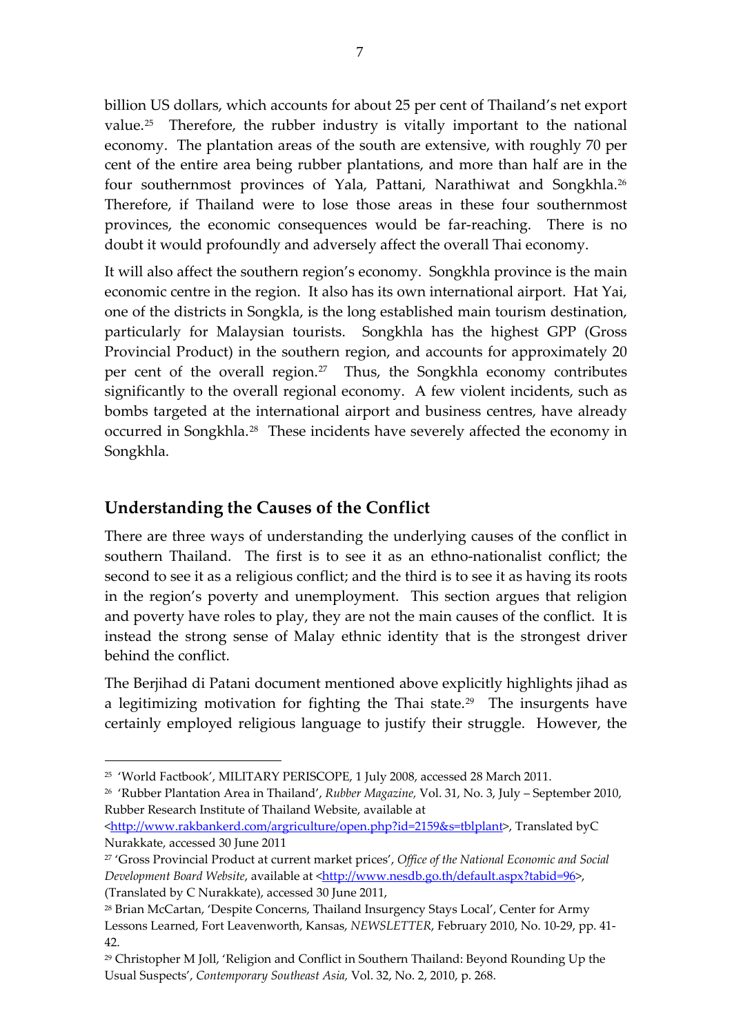billion US dollars, which accounts for about 25 per cent of Thailand's net export value.[25] Therefore, the rubber industry is vitally important to the national economy. The plantation areas of the south are extensive, with roughly 70 per cent of the entire area being rubber plantations, and more than half are in the four southernmost provinces of Yala, Pattani, Narathiwat and Songkhla.[26] Therefore, if Thailand were to lose those areas in these four southernmost provinces, the economic consequences would be far-reaching. There is no doubt it would profoundly and adversely affect the overall Thai economy.

It will also affect the southern region's economy. Songkhla province is the main economic centre in the region. It also has its own international airport. Hat Yai, one of the districts in Songkla, is the long established main tourism destination, particularly for Malaysian tourists. Songkhla has the highest GPP (Gross Provincial Product) in the southern region, and accounts for approximately 20 per cent of the overall region.[27] Thus, the Songkhla economy contributes significantly to the overall regional economy. A few violent incidents, such as bombs targeted at the international airport and business centres, have already occurred in Songkhla.[28] These incidents have severely affected the economy in Songkhla.

## Understanding the Causes of the Conflict

There are three ways of understanding the underlying causes of the conflict in southern Thailand. The first is to see it as an ethno-nationalist conflict; the second to see it as a religious conflict; and the third is to see it as having its roots in the region's poverty and unemployment. This section argues that religion and poverty have roles to play, they are not the main causes of the conflict. It is instead the strong sense of Malay ethnic identity that is the strongest driver behind the conflict.

The Berjihad di Patani document mentioned above explicitly highlights jihad as a legitimizing motivation for fighting the Thai state.[29] The insurgents have certainly employed religious language to justify their struggle. However, the

---

[25] 'World Factbook', MILITARY PERISCOPE, 1 July 2008, accessed 28 March 2011.

[26] 'Rubber Plantation Area in Thailand', *Rubber Magazine,* Vol. 31, No. 3, July – September 2010, Rubber Research Institute of Thailand Website, available at <http://www.rakbankerd.com/agriculture/open.php?id=2159&s=tblplant>, Translated byC Nurakkate, accessed 30 June 2011

[27] 'Gross Provincial Product at current market prices', *Office of the National Economic and Social Development Board Website*, available at <http://www.nesdb.go.th/default.aspx?tabid=96>, (Translated by C Nurakkate), accessed 30 June 2011,

[28] Brian McCartan, 'Despite Concerns, Thailand Insurgency Stays Local', Center for Army Lessons Learned, Fort Leavenworth, Kansas, *NEWSLETTER*, February 2010, No. 10-29, pp. 41-42.

[29] Christopher M Joll, 'Religion and Conflict in Southern Thailand: Beyond Rounding Up the Usual Suspects', *Contemporary Southeast Asia,* Vol. 32, No. 2, 2010, p. 268.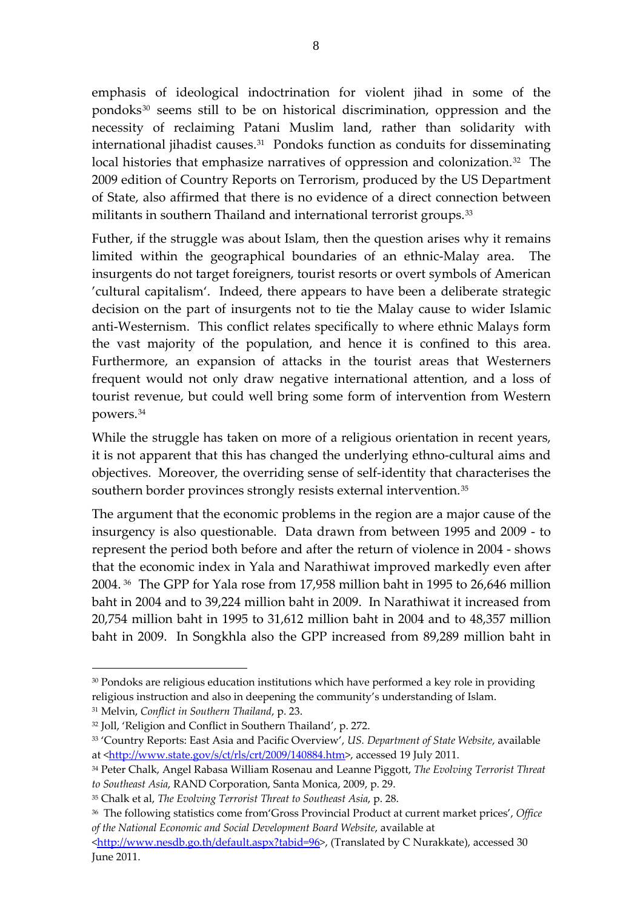emphasis of ideological indoctrination for violent jihad in some of the pondoks[30] seems still to be on historical discrimination, oppression and the necessity of reclaiming Patani Muslim land, rather than solidarity with international jihadist causes.[31] Pondoks function as conduits for disseminating local histories that emphasize narratives of oppression and colonization.[32] The 2009 edition of Country Reports on Terrorism, produced by the US Department of State, also affirmed that there is no evidence of a direct connection between militants in southern Thailand and international terrorist groups.[33]

Futher, if the struggle was about Islam, then the question arises why it remains limited within the geographical boundaries of an ethnic-Malay area. The insurgents do not target foreigners, tourist resorts or overt symbols of American 'cultural capitalism'. Indeed, there appears to have been a deliberate strategic decision on the part of insurgents not to tie the Malay cause to wider Islamic anti-Westernism. This conflict relates specifically to where ethnic Malays form the vast majority of the population, and hence it is confined to this area. Furthermore, an expansion of attacks in the tourist areas that Westerners frequent would not only draw negative international attention, and a loss of tourist revenue, but could well bring some form of intervention from Western powers.[34]

While the struggle has taken on more of a religious orientation in recent years, it is not apparent that this has changed the underlying ethno-cultural aims and objectives. Moreover, the overriding sense of self-identity that characterises the southern border provinces strongly resists external intervention.[35]

The argument that the economic problems in the region are a major cause of the insurgency is also questionable. Data drawn from between 1995 and 2009 - to represent the period both before and after the return of violence in 2004 - shows that the economic index in Yala and Narathiwat improved markedly even after 2004.[36] The GPP for Yala rose from 17,958 million baht in 1995 to 26,646 million baht in 2004 and to 39,224 million baht in 2009. In Narathiwat it increased from 20,754 million baht in 1995 to 31,612 million baht in 2004 and to 48,357 million baht in 2009. In Songkhla also the GPP increased from 89,289 million baht in

---

[30] Pondoks are religious education institutions which have performed a key role in providing religious instruction and also in deepening the community's understanding of Islam.

[31] Melvin, *Conflict in Southern Thailand*, p. 23.

[32] Joll, 'Religion and Conflict in Southern Thailand', p. 272.

[33] 'Country Reports: East Asia and Pacific Overview', *US. Department of State Website*, available at <http://www.state.gov/s/ct/rls/crt/2009/140884.htm>, accessed 19 July 2011.

[34] Peter Chalk, Angel Rabasa William Rosenau and Leanne Piggott, *The Evolving Terrorist Threat to Southeast Asia*, RAND Corporation, Santa Monica, 2009, p. 29.

[35] Chalk et al, *The Evolving Terrorist Threat to Southeast Asia*, p. 28.

[36] The following statistics come from'Gross Provincial Product at current market prices', *Office of the National Economic and Social Development Board Website*, available at <http://www.nesdb.go.th/default.aspx?tabid=96>, (Translated by C Nurakkate), accessed 30 June 2011.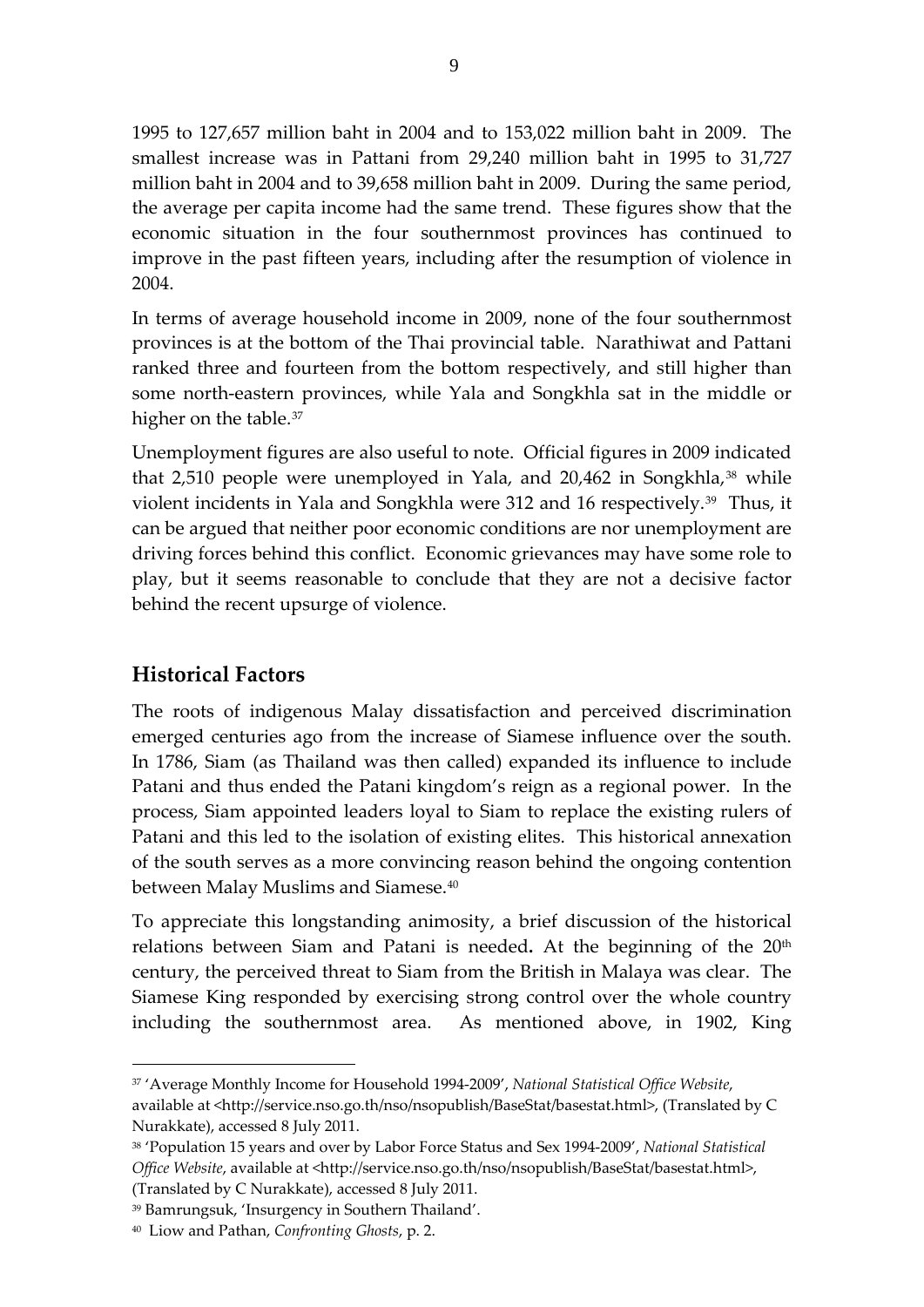1995 to 127,657 million baht in 2004 and to 153,022 million baht in 2009. The smallest increase was in Pattani from 29,240 million baht in 1995 to 31,727 million baht in 2004 and to 39,658 million baht in 2009. During the same period, the average per capita income had the same trend. These figures show that the economic situation in the four southernmost provinces has continued to improve in the past fifteen years, including after the resumption of violence in 2004.

In terms of average household income in 2009, none of the four southernmost provinces is at the bottom of the Thai provincial table. Narathiwat and Pattani ranked three and fourteen from the bottom respectively, and still higher than some north-eastern provinces, while Yala and Songkhla sat in the middle or higher on the table.[37]

Unemployment figures are also useful to note. Official figures in 2009 indicated that 2,510 people were unemployed in Yala, and 20,462 in Songkhla,[38] while violent incidents in Yala and Songkhla were 312 and 16 respectively.[39] Thus, it can be argued that neither poor economic conditions are nor unemployment are driving forces behind this conflict. Economic grievances may have some role to play, but it seems reasonable to conclude that they are not a decisive factor behind the recent upsurge of violence.

## Historical Factors

The roots of indigenous Malay dissatisfaction and perceived discrimination emerged centuries ago from the increase of Siamese influence over the south. In 1786, Siam (as Thailand was then called) expanded its influence to include Patani and thus ended the Patani kingdom's reign as a regional power. In the process, Siam appointed leaders loyal to Siam to replace the existing rulers of Patani and this led to the isolation of existing elites. This historical annexation of the south serves as a more convincing reason behind the ongoing contention between Malay Muslims and Siamese.[40]

To appreciate this longstanding animosity, a brief discussion of the historical relations between Siam and Patani is needed. At the beginning of the 20th century, the perceived threat to Siam from the British in Malaya was clear. The Siamese King responded by exercising strong control over the whole country including the southernmost area. As mentioned above, in 1902, King

---

[37] 'Average Monthly Income for Household 1994-2009', *National Statistical Office Website*, available at <http://service.nso.go.th/nso/nsopublish/BaseStat/basestat.html>, (Translated by C Nurakkate), accessed 8 July 2011.

[38] 'Population 15 years and over by Labor Force Status and Sex 1994-2009', *National Statistical Office Website*, available at <http://service.nso.go.th/nso/nsopublish/BaseStat/basestat.html>, (Translated by C Nurakkate), accessed 8 July 2011.

[39] Bamrungsuk, 'Insurgency in Southern Thailand'.

[40] Liow and Pathan, *Confronting Ghosts*, p. 2.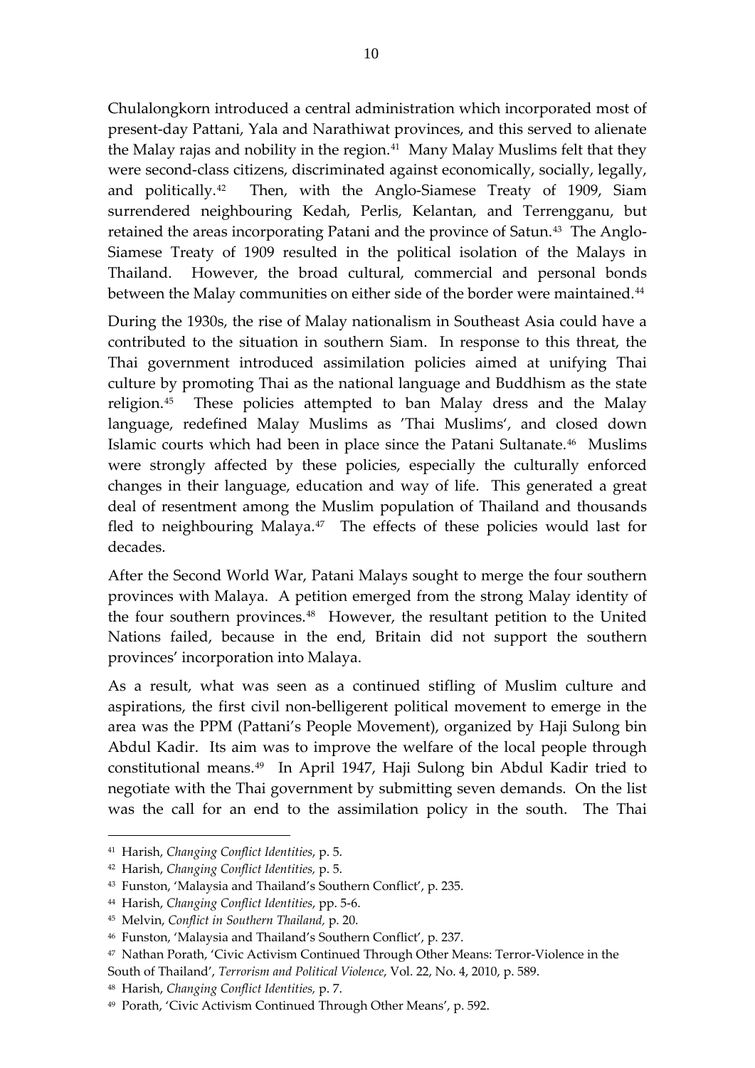Chulalongkorn introduced a central administration which incorporated most of present-day Pattani, Yala and Narathiwat provinces, and this served to alienate the Malay rajas and nobility in the region.[41] Many Malay Muslims felt that they were second-class citizens, discriminated against economically, socially, legally, and politically.[42] Then, with the Anglo-Siamese Treaty of 1909, Siam surrendered neighbouring Kedah, Perlis, Kelantan, and Terrengganu, but retained the areas incorporating Patani and the province of Satun.[43] The Anglo-Siamese Treaty of 1909 resulted in the political isolation of the Malays in Thailand. However, the broad cultural, commercial and personal bonds between the Malay communities on either side of the border were maintained.[44]

During the 1930s, the rise of Malay nationalism in Southeast Asia could have a contributed to the situation in southern Siam. In response to this threat, the Thai government introduced assimilation policies aimed at unifying Thai culture by promoting Thai as the national language and Buddhism as the state religion.[45] These policies attempted to ban Malay dress and the Malay language, redefined Malay Muslims as 'Thai Muslims', and closed down Islamic courts which had been in place since the Patani Sultanate.[46] Muslims were strongly affected by these policies, especially the culturally enforced changes in their language, education and way of life. This generated a great deal of resentment among the Muslim population of Thailand and thousands fled to neighbouring Malaya.[47] The effects of these policies would last for decades.

After the Second World War, Patani Malays sought to merge the four southern provinces with Malaya. A petition emerged from the strong Malay identity of the four southern provinces.[48] However, the resultant petition to the United Nations failed, because in the end, Britain did not support the southern provinces' incorporation into Malaya.

As a result, what was seen as a continued stifling of Muslim culture and aspirations, the first civil non-belligerent political movement to emerge in the area was the PPM (Pattani's People Movement), organized by Haji Sulong bin Abdul Kadir. Its aim was to improve the welfare of the local people through constitutional means.[49] In April 1947, Haji Sulong bin Abdul Kadir tried to negotiate with the Thai government by submitting seven demands. On the list was the call for an end to the assimilation policy in the south. The Thai

---

[41] Harish, *Changing Conflict Identities*, p. 5.

[42] Harish, *Changing Conflict Identities,* p. 5.

[43] Funston, 'Malaysia and Thailand's Southern Conflict', p. 235.

[44] Harish, *Changing Conflict Identities*, pp. 5-6.

[45] Melvin, *Conflict in Southern Thailand,* p. 20.

[46] Funston, 'Malaysia and Thailand's Southern Conflict', p. 237.

[47] Nathan Porath, 'Civic Activism Continued Through Other Means: Terror-Violence in the South of Thailand', *Terrorism and Political Violence*, Vol. 22, No. 4, 2010, p. 589.

[48] Harish, *Changing Conflict Identities,* p. 7.

[49] Porath, 'Civic Activism Continued Through Other Means', p. 592.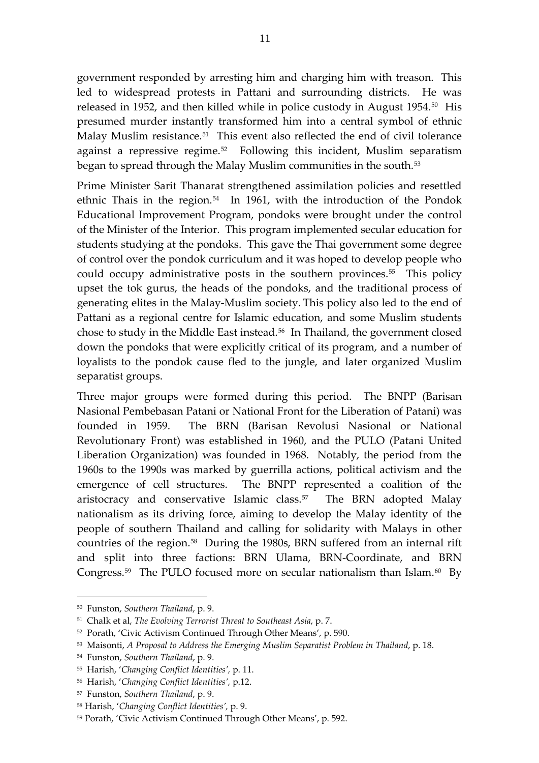government responded by arresting him and charging him with treason. This led to widespread protests in Pattani and surrounding districts. He was released in 1952, and then killed while in police custody in August 1954.[50] His presumed murder instantly transformed him into a central symbol of ethnic Malay Muslim resistance.[51] This event also reflected the end of civil tolerance against a repressive regime.[52] Following this incident, Muslim separatism began to spread through the Malay Muslim communities in the south.[53]

Prime Minister Sarit Thanarat strengthened assimilation policies and resettled ethnic Thais in the region.[54] In 1961, with the introduction of the Pondok Educational Improvement Program, pondoks were brought under the control of the Minister of the Interior. This program implemented secular education for students studying at the pondoks. This gave the Thai government some degree of control over the pondok curriculum and it was hoped to develop people who could occupy administrative posts in the southern provinces.[55] This policy upset the tok gurus, the heads of the pondoks, and the traditional process of generating elites in the Malay-Muslim society. This policy also led to the end of Pattani as a regional centre for Islamic education, and some Muslim students chose to study in the Middle East instead.[56] In Thailand, the government closed down the pondoks that were explicitly critical of its program, and a number of loyalists to the pondok cause fled to the jungle, and later organized Muslim separatist groups.

Three major groups were formed during this period. The BNPP (Barisan Nasional Pembebasan Patani or National Front for the Liberation of Patani) was founded in 1959. The BRN (Barisan Revolusi Nasional or National Revolutionary Front) was established in 1960, and the PULO (Patani United Liberation Organization) was founded in 1968. Notably, the period from the 1960s to the 1990s was marked by guerrilla actions, political activism and the emergence of cell structures. The BNPP represented a coalition of the aristocracy and conservative Islamic class.[57] The BRN adopted Malay nationalism as its driving force, aiming to develop the Malay identity of the people of southern Thailand and calling for solidarity with Malays in other countries of the region.[58] During the 1980s, BRN suffered from an internal rift and split into three factions: BRN Ulama, BRN-Coordinate, and BRN Congress.[59] The PULO focused more on secular nationalism than Islam.[60] By

---

[50] Funston, *Southern Thailand*, p. 9.

[51] Chalk et al, *The Evolving Terrorist Threat to Southeast Asia*, p. 7.

[52] Porath, 'Civic Activism Continued Through Other Means', p. 590.

[53] Maisonti, *A Proposal to Address the Emerging Muslim Separatist Problem in Thailand*, p. 18.

[54] Funston, *Southern Thailand*, p. 9.

[55] Harish, '*Changing Conflict Identities'*, p. 11.

[56] Harish, '*Changing Conflict Identities'*, p.12.

[57] Funston, *Southern Thailand*, p. 9.

[58] Harish, '*Changing Conflict Identities'*, p. 9.

[59] Porath, 'Civic Activism Continued Through Other Means', p. 592.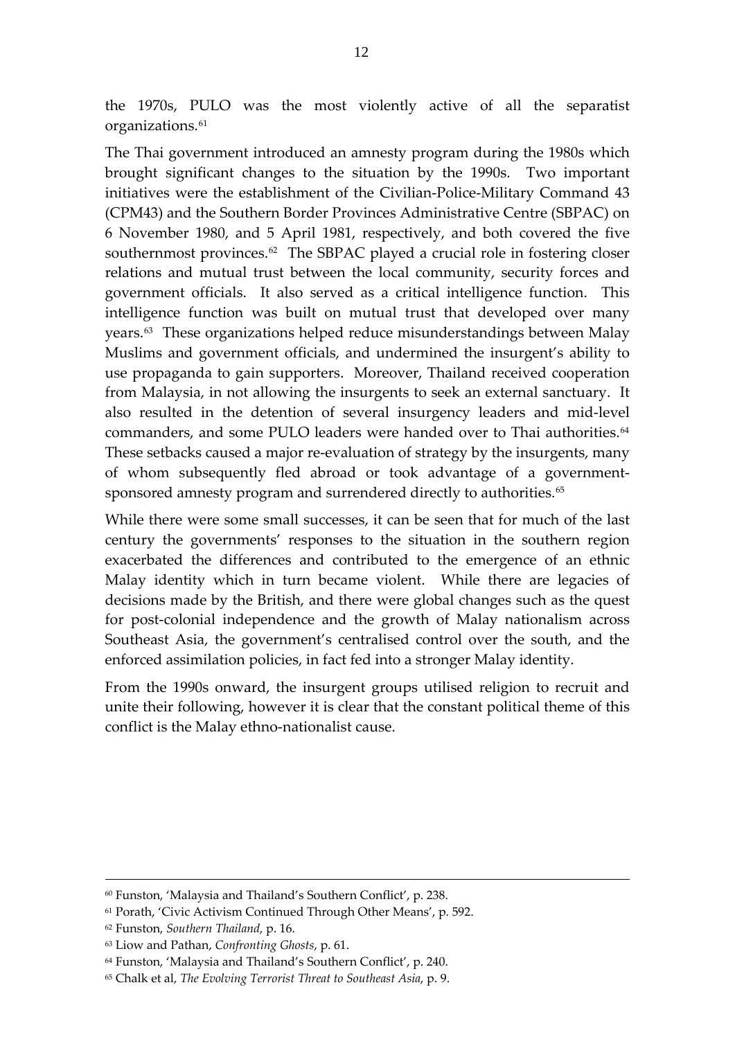the 1970s, PULO was the most violently active of all the separatist organizations.[61]

The Thai government introduced an amnesty program during the 1980s which brought significant changes to the situation by the 1990s. Two important initiatives were the establishment of the Civilian-Police-Military Command 43 (CPM43) and the Southern Border Provinces Administrative Centre (SBPAC) on 6 November 1980, and 5 April 1981, respectively, and both covered the five southernmost provinces.[62] The SBPAC played a crucial role in fostering closer relations and mutual trust between the local community, security forces and government officials. It also served as a critical intelligence function. This intelligence function was built on mutual trust that developed over many years.[63] These organizations helped reduce misunderstandings between Malay Muslims and government officials, and undermined the insurgent's ability to use propaganda to gain supporters. Moreover, Thailand received cooperation from Malaysia, in not allowing the insurgents to seek an external sanctuary. It also resulted in the detention of several insurgency leaders and mid-level commanders, and some PULO leaders were handed over to Thai authorities.[64] These setbacks caused a major re-evaluation of strategy by the insurgents, many of whom subsequently fled abroad or took advantage of a government-sponsored amnesty program and surrendered directly to authorities.[65]

While there were some small successes, it can be seen that for much of the last century the governments' responses to the situation in the southern region exacerbated the differences and contributed to the emergence of an ethnic Malay identity which in turn became violent. While there are legacies of decisions made by the British, and there were global changes such as the quest for post-colonial independence and the growth of Malay nationalism across Southeast Asia, the government's centralised control over the south, and the enforced assimilation policies, in fact fed into a stronger Malay identity.

From the 1990s onward, the insurgent groups utilised religion to recruit and unite their following, however it is clear that the constant political theme of this conflict is the Malay ethno-nationalist cause.

---

[60] Funston, 'Malaysia and Thailand's Southern Conflict', p. 238.

[61] Porath, 'Civic Activism Continued Through Other Means', p. 592.

[62] Funston, *Southern Thailand*, p. 16.

[63] Liow and Pathan, *Confronting Ghosts*, p. 61.

[64] Funston, 'Malaysia and Thailand's Southern Conflict', p. 240.

[65] Chalk et al, *The Evolving Terrorist Threat to Southeast Asia*, p. 9.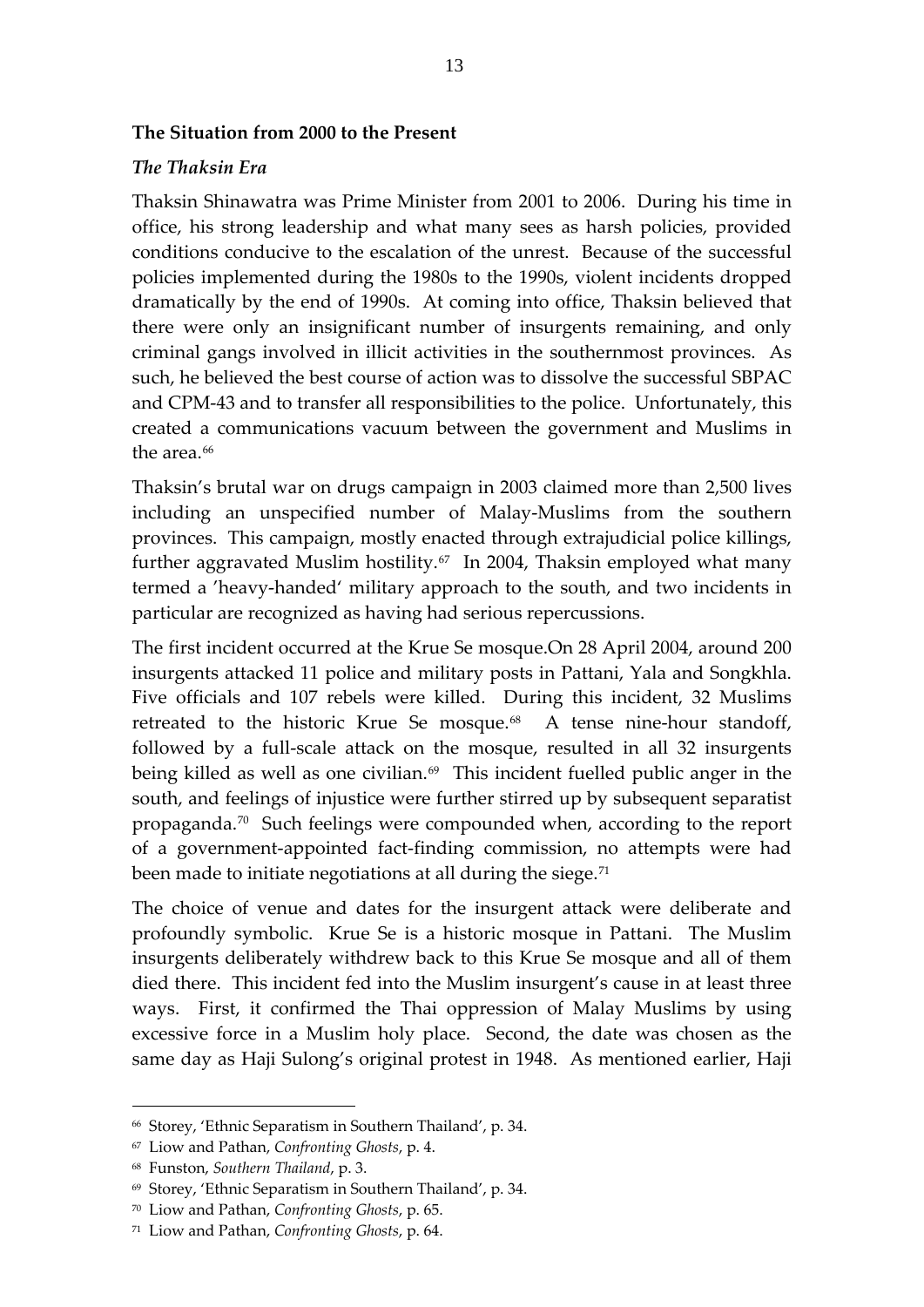**The Situation from 2000 to the Present**

***The Thaksin Era***

Thaksin Shinawatra was Prime Minister from 2001 to 2006. During his time in office, his strong leadership and what many sees as harsh policies, provided conditions conducive to the escalation of the unrest. Because of the successful policies implemented during the 1980s to the 1990s, violent incidents dropped dramatically by the end of 1990s. At coming into office, Thaksin believed that there were only an insignificant number of insurgents remaining, and only criminal gangs involved in illicit activities in the southernmost provinces. As such, he believed the best course of action was to dissolve the successful SBPAC and CPM-43 and to transfer all responsibilities to the police. Unfortunately, this created a communications vacuum between the government and Muslims in the area.[66]

Thaksin's brutal war on drugs campaign in 2003 claimed more than 2,500 lives including an unspecified number of Malay-Muslims from the southern provinces. This campaign, mostly enacted through extrajudicial police killings, further aggravated Muslim hostility.[67] In 2004, Thaksin employed what many termed a 'heavy-handed' military approach to the south, and two incidents in particular are recognized as having had serious repercussions.

The first incident occurred at the Krue Se mosque.On 28 April 2004, around 200 insurgents attacked 11 police and military posts in Pattani, Yala and Songkhla. Five officials and 107 rebels were killed. During this incident, 32 Muslims retreated to the historic Krue Se mosque.[68] A tense nine-hour standoff, followed by a full-scale attack on the mosque, resulted in all 32 insurgents being killed as well as one civilian.[69] This incident fuelled public anger in the south, and feelings of injustice were further stirred up by subsequent separatist propaganda.[70] Such feelings were compounded when, according to the report of a government-appointed fact-finding commission, no attempts were had been made to initiate negotiations at all during the siege.[71]

The choice of venue and dates for the insurgent attack were deliberate and profoundly symbolic. Krue Se is a historic mosque in Pattani. The Muslim insurgents deliberately withdrew back to this Krue Se mosque and all of them died there. This incident fed into the Muslim insurgent's cause in at least three ways. First, it confirmed the Thai oppression of Malay Muslims by using excessive force in a Muslim holy place. Second, the date was chosen as the same day as Haji Sulong's original protest in 1948. As mentioned earlier, Haji

---

[66] Storey, 'Ethnic Separatism in Southern Thailand', p. 34.

[67] Liow and Pathan, *Confronting Ghosts*, p. 4.

[68] Funston, *Southern Thailand*, p. 3.

[69] Storey, 'Ethnic Separatism in Southern Thailand', p. 34.

[70] Liow and Pathan, *Confronting Ghosts*, p. 65.

[71] Liow and Pathan, *Confronting Ghosts*, p. 64.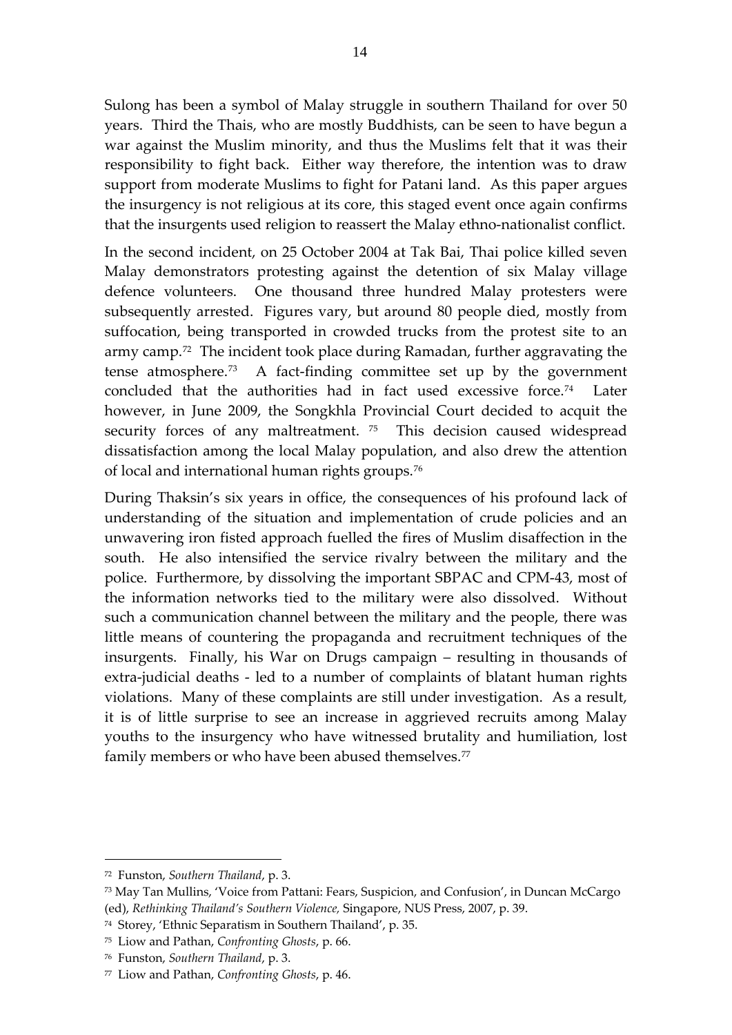Sulong has been a symbol of Malay struggle in southern Thailand for over 50 years. Third the Thais, who are mostly Buddhists, can be seen to have begun a war against the Muslim minority, and thus the Muslims felt that it was their responsibility to fight back. Either way therefore, the intention was to draw support from moderate Muslims to fight for Patani land. As this paper argues the insurgency is not religious at its core, this staged event once again confirms that the insurgents used religion to reassert the Malay ethno-nationalist conflict.

In the second incident, on 25 October 2004 at Tak Bai, Thai police killed seven Malay demonstrators protesting against the detention of six Malay village defence volunteers. One thousand three hundred Malay protesters were subsequently arrested. Figures vary, but around 80 people died, mostly from suffocation, being transported in crowded trucks from the protest site to an army camp.[72] The incident took place during Ramadan, further aggravating the tense atmosphere.[73] A fact-finding committee set up by the government concluded that the authorities had in fact used excessive force.[74] Later however, in June 2009, the Songkhla Provincial Court decided to acquit the security forces of any maltreatment.[75] This decision caused widespread dissatisfaction among the local Malay population, and also drew the attention of local and international human rights groups.[76]

During Thaksin's six years in office, the consequences of his profound lack of understanding of the situation and implementation of crude policies and an unwavering iron fisted approach fuelled the fires of Muslim disaffection in the south. He also intensified the service rivalry between the military and the police. Furthermore, by dissolving the important SBPAC and CPM-43, most of the information networks tied to the military were also dissolved. Without such a communication channel between the military and the people, there was little means of countering the propaganda and recruitment techniques of the insurgents. Finally, his War on Drugs campaign – resulting in thousands of extra-judicial deaths - led to a number of complaints of blatant human rights violations. Many of these complaints are still under investigation. As a result, it is of little surprise to see an increase in aggrieved recruits among Malay youths to the insurgency who have witnessed brutality and humiliation, lost family members or who have been abused themselves.[77]

---

[72] Funston, *Southern Thailand*, p. 3.

[73] May Tan Mullins, 'Voice from Pattani: Fears, Suspicion, and Confusion', in Duncan McCargo (ed), *Rethinking Thailand's Southern Violence,* Singapore, NUS Press, 2007, p. 39.

[74] Storey, 'Ethnic Separatism in Southern Thailand', p. 35.

[75] Liow and Pathan, *Confronting Ghosts*, p. 66.

[76] Funston, *Southern Thailand*, p. 3.

[77] Liow and Pathan, *Confronting Ghosts*, p. 46.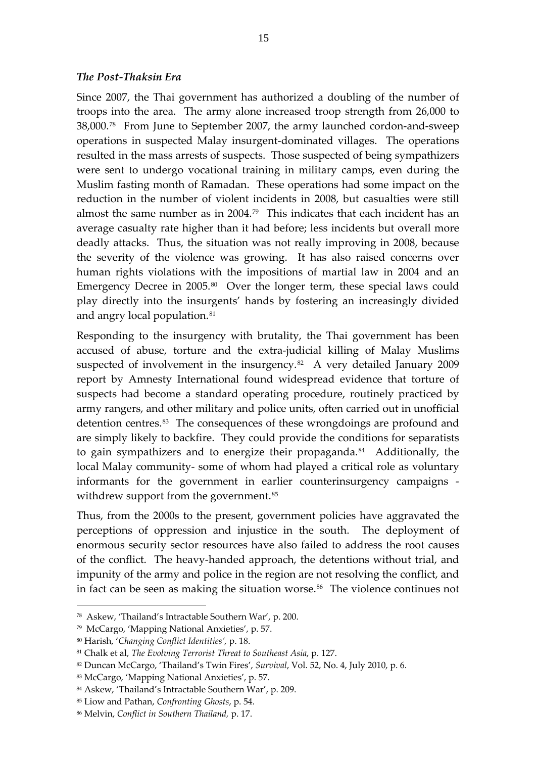### *The Post-Thaksin Era*

Since 2007, the Thai government has authorized a doubling of the number of troops into the area. The army alone increased troop strength from 26,000 to 38,000.[78] From June to September 2007, the army launched cordon-and-sweep operations in suspected Malay insurgent-dominated villages. The operations resulted in the mass arrests of suspects. Those suspected of being sympathizers were sent to undergo vocational training in military camps, even during the Muslim fasting month of Ramadan. These operations had some impact on the reduction in the number of violent incidents in 2008, but casualties were still almost the same number as in 2004.[79] This indicates that each incident has an average casualty rate higher than it had before; less incidents but overall more deadly attacks. Thus, the situation was not really improving in 2008, because the severity of the violence was growing. It has also raised concerns over human rights violations with the impositions of martial law in 2004 and an Emergency Decree in 2005.[80] Over the longer term, these special laws could play directly into the insurgents' hands by fostering an increasingly divided and angry local population.[81]

Responding to the insurgency with brutality, the Thai government has been accused of abuse, torture and the extra-judicial killing of Malay Muslims suspected of involvement in the insurgency.[82] A very detailed January 2009 report by Amnesty International found widespread evidence that torture of suspects had become a standard operating procedure, routinely practiced by army rangers, and other military and police units, often carried out in unofficial detention centres.[83] The consequences of these wrongdoings are profound and are simply likely to backfire. They could provide the conditions for separatists to gain sympathizers and to energize their propaganda.[84] Additionally, the local Malay community- some of whom had played a critical role as voluntary informants for the government in earlier counterinsurgency campaigns - withdrew support from the government.[85]

Thus, from the 2000s to the present, government policies have aggravated the perceptions of oppression and injustice in the south. The deployment of enormous security sector resources have also failed to address the root causes of the conflict. The heavy-handed approach, the detentions without trial, and impunity of the army and police in the region are not resolving the conflict, and in fact can be seen as making the situation worse.[86] The violence continues not

---

[78] Askew, 'Thailand's Intractable Southern War', p. 200.

[79] McCargo, 'Mapping National Anxieties', p. 57.

[80] Harish, '*Changing Conflict Identities'*, p. 18.

[81] Chalk et al, *The Evolving Terrorist Threat to Southeast Asia*, p. 127.

[82] Duncan McCargo, 'Thailand's Twin Fires', *Survival*, Vol. 52, No. 4, July 2010, p. 6.

[83] McCargo, 'Mapping National Anxieties', p. 57.

[84] Askew, 'Thailand's Intractable Southern War', p. 209.

[85] Liow and Pathan, *Confronting Ghosts*, p. 54.

[86] Melvin, *Conflict in Southern Thailand,* p. 17.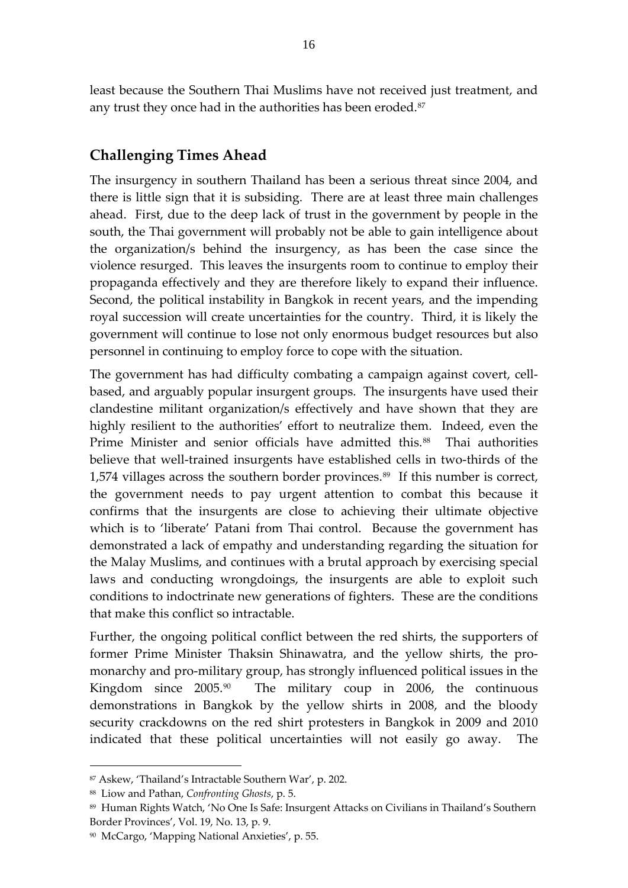least because the Southern Thai Muslims have not received just treatment, and any trust they once had in the authorities has been eroded.[87]

## Challenging Times Ahead

The insurgency in southern Thailand has been a serious threat since 2004, and there is little sign that it is subsiding. There are at least three main challenges ahead. First, due to the deep lack of trust in the government by people in the south, the Thai government will probably not be able to gain intelligence about the organization/s behind the insurgency, as has been the case since the violence resurged. This leaves the insurgents room to continue to employ their propaganda effectively and they are therefore likely to expand their influence. Second, the political instability in Bangkok in recent years, and the impending royal succession will create uncertainties for the country. Third, it is likely the government will continue to lose not only enormous budget resources but also personnel in continuing to employ force to cope with the situation.

The government has had difficulty combating a campaign against covert, cell-based, and arguably popular insurgent groups. The insurgents have used their clandestine militant organization/s effectively and have shown that they are highly resilient to the authorities' effort to neutralize them. Indeed, even the Prime Minister and senior officials have admitted this.[88] Thai authorities believe that well-trained insurgents have established cells in two-thirds of the 1,574 villages across the southern border provinces.[89] If this number is correct, the government needs to pay urgent attention to combat this because it confirms that the insurgents are close to achieving their ultimate objective which is to 'liberate' Patani from Thai control. Because the government has demonstrated a lack of empathy and understanding regarding the situation for the Malay Muslims, and continues with a brutal approach by exercising special laws and conducting wrongdoings, the insurgents are able to exploit such conditions to indoctrinate new generations of fighters. These are the conditions that make this conflict so intractable.

Further, the ongoing political conflict between the red shirts, the supporters of former Prime Minister Thaksin Shinawatra, and the yellow shirts, the pro-monarchy and pro-military group, has strongly influenced political issues in the Kingdom since 2005.[90] The military coup in 2006, the continuous demonstrations in Bangkok by the yellow shirts in 2008, and the bloody security crackdowns on the red shirt protesters in Bangkok in 2009 and 2010 indicated that these political uncertainties will not easily go away. The

---

[87] Askew, 'Thailand's Intractable Southern War', p. 202.

[88] Liow and Pathan, *Confronting Ghosts*, p. 5.

[89] Human Rights Watch, 'No One Is Safe: Insurgent Attacks on Civilians in Thailand's Southern Border Provinces', Vol. 19, No. 13, p. 9.

[90] McCargo, 'Mapping National Anxieties', p. 55.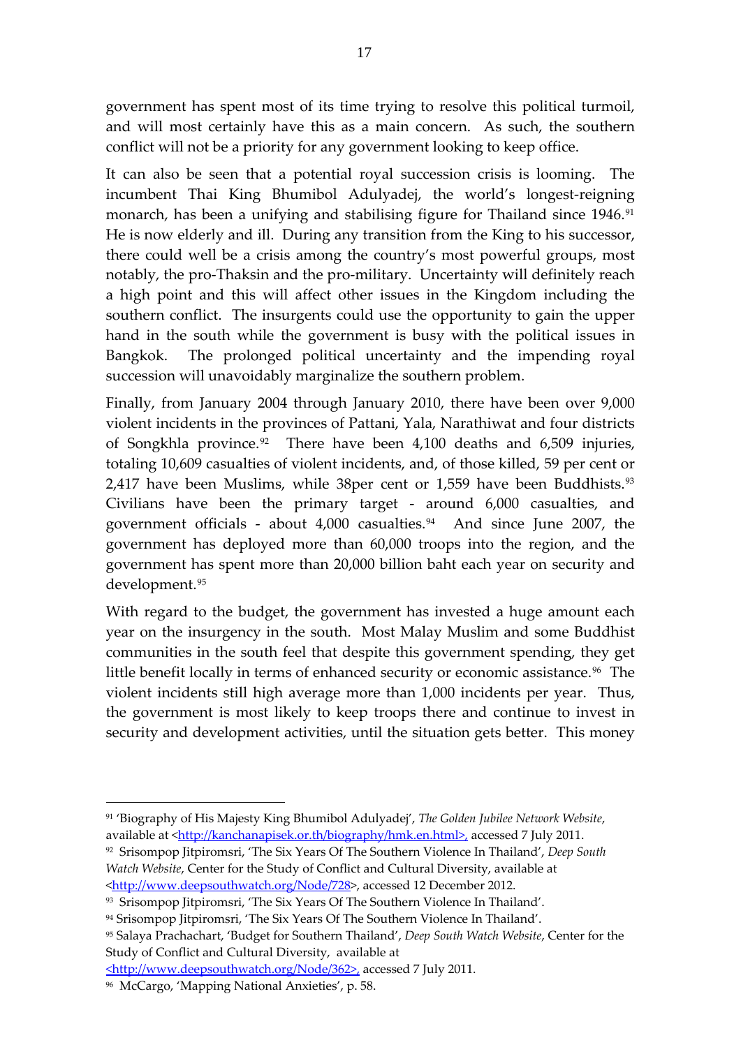government has spent most of its time trying to resolve this political turmoil, and will most certainly have this as a main concern. As such, the southern conflict will not be a priority for any government looking to keep office.

It can also be seen that a potential royal succession crisis is looming. The incumbent Thai King Bhumibol Adulyadej, the world's longest-reigning monarch, has been a unifying and stabilising figure for Thailand since 1946.[91] He is now elderly and ill. During any transition from the King to his successor, there could well be a crisis among the country's most powerful groups, most notably, the pro-Thaksin and the pro-military. Uncertainty will definitely reach a high point and this will affect other issues in the Kingdom including the southern conflict. The insurgents could use the opportunity to gain the upper hand in the south while the government is busy with the political issues in Bangkok. The prolonged political uncertainty and the impending royal succession will unavoidably marginalize the southern problem.

Finally, from January 2004 through January 2010, there have been over 9,000 violent incidents in the provinces of Pattani, Yala, Narathiwat and four districts of Songkhla province.[92] There have been 4,100 deaths and 6,509 injuries, totaling 10,609 casualties of violent incidents, and, of those killed, 59 per cent or 2,417 have been Muslims, while 38per cent or 1,559 have been Buddhists.[93] Civilians have been the primary target - around 6,000 casualties, and government officials - about 4,000 casualties.[94] And since June 2007, the government has deployed more than 60,000 troops into the region, and the government has spent more than 20,000 billion baht each year on security and development.[95]

With regard to the budget, the government has invested a huge amount each year on the insurgency in the south. Most Malay Muslim and some Buddhist communities in the south feel that despite this government spending, they get little benefit locally in terms of enhanced security or economic assistance.[96] The violent incidents still high average more than 1,000 incidents per year. Thus, the government is most likely to keep troops there and continue to invest in security and development activities, until the situation gets better. This money

---

[91] 'Biography of His Majesty King Bhumibol Adulyadej', *The Golden Jubilee Network Website*, available at <http://kanchanapisek.or.th/biography/hmk.en.html>, accessed 7 July 2011.

[92] Srisompop Jitpiromsri, 'The Six Years Of The Southern Violence In Thailand', *Deep South Watch Website*, Center for the Study of Conflict and Cultural Diversity, available at <http://www.deepsouthwatch.org/Node/728>, accessed 12 December 2012.

[93] Srisompop Jitpiromsri, 'The Six Years Of The Southern Violence In Thailand'.

[94] Srisompop Jitpiromsri, 'The Six Years Of The Southern Violence In Thailand'.

[95] Salaya Prachachart, 'Budget for Southern Thailand', *Deep South Watch Website*, Center for the Study of Conflict and Cultural Diversity, available at <http://www.deepsouthwatch.org/Node/362>, accessed 7 July 2011.

[96] McCargo, 'Mapping National Anxieties', p. 58.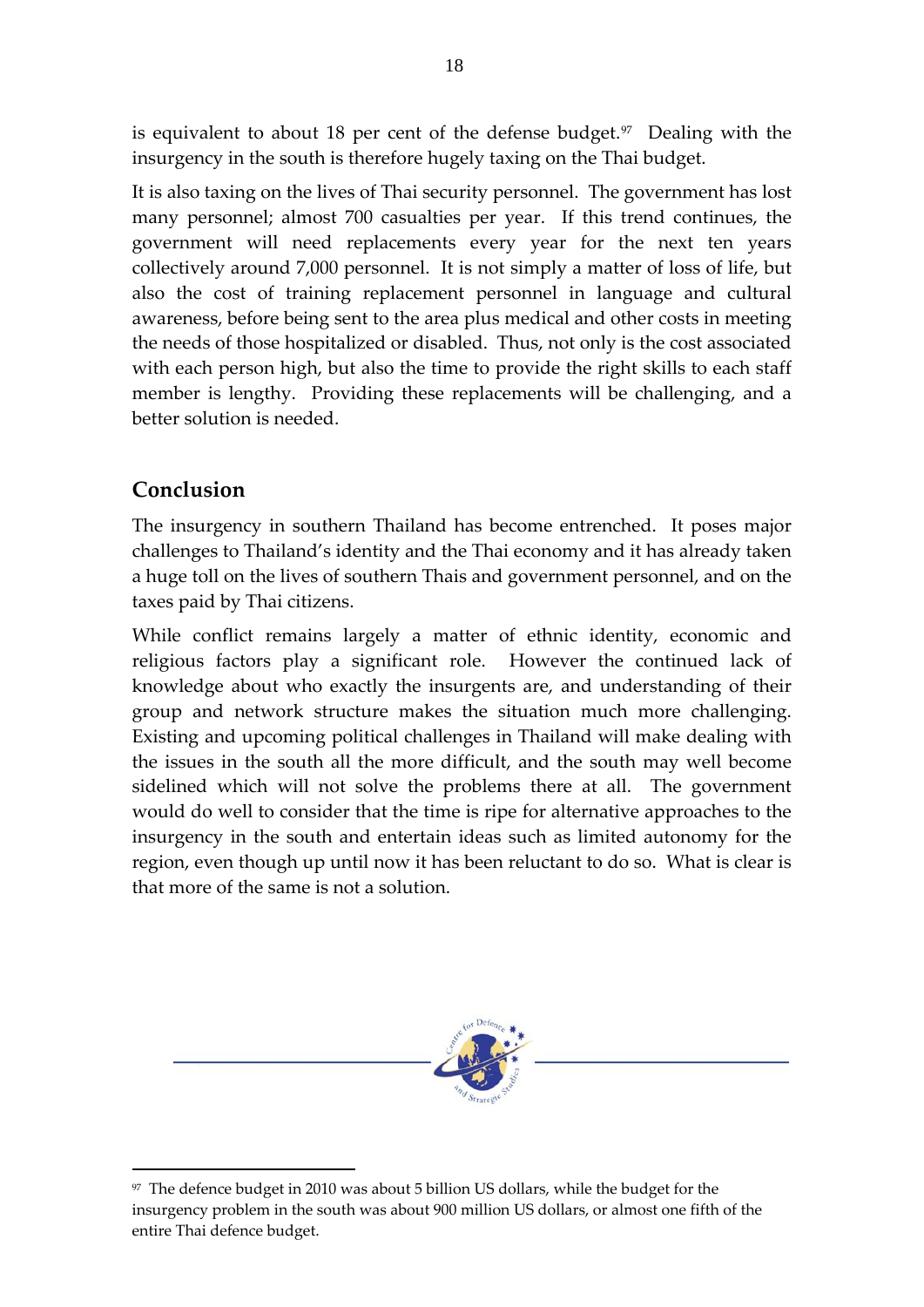is equivalent to about 18 per cent of the defense budget.[97] Dealing with the insurgency in the south is therefore hugely taxing on the Thai budget.

It is also taxing on the lives of Thai security personnel. The government has lost many personnel; almost 700 casualties per year. If this trend continues, the government will need replacements every year for the next ten years collectively around 7,000 personnel. It is not simply a matter of loss of life, but also the cost of training replacement personnel in language and cultural awareness, before being sent to the area plus medical and other costs in meeting the needs of those hospitalized or disabled. Thus, not only is the cost associated with each person high, but also the time to provide the right skills to each staff member is lengthy. Providing these replacements will be challenging, and a better solution is needed.

## Conclusion

The insurgency in southern Thailand has become entrenched. It poses major challenges to Thailand's identity and the Thai economy and it has already taken a huge toll on the lives of southern Thais and government personnel, and on the taxes paid by Thai citizens.

While conflict remains largely a matter of ethnic identity, economic and religious factors play a significant role. However the continued lack of knowledge about who exactly the insurgents are, and understanding of their group and network structure makes the situation much more challenging. Existing and upcoming political challenges in Thailand will make dealing with the issues in the south all the more difficult, and the south may well become sidelined which will not solve the problems there at all. The government would do well to consider that the time is ripe for alternative approaches to the insurgency in the south and entertain ideas such as limited autonomy for the region, even though up until now it has been reluctant to do so. What is clear is that more of the same is not a solution.

---

[97] The defence budget in 2010 was about 5 billion US dollars, while the budget for the insurgency problem in the south was about 900 million US dollars, or almost one fifth of the entire Thai defence budget.